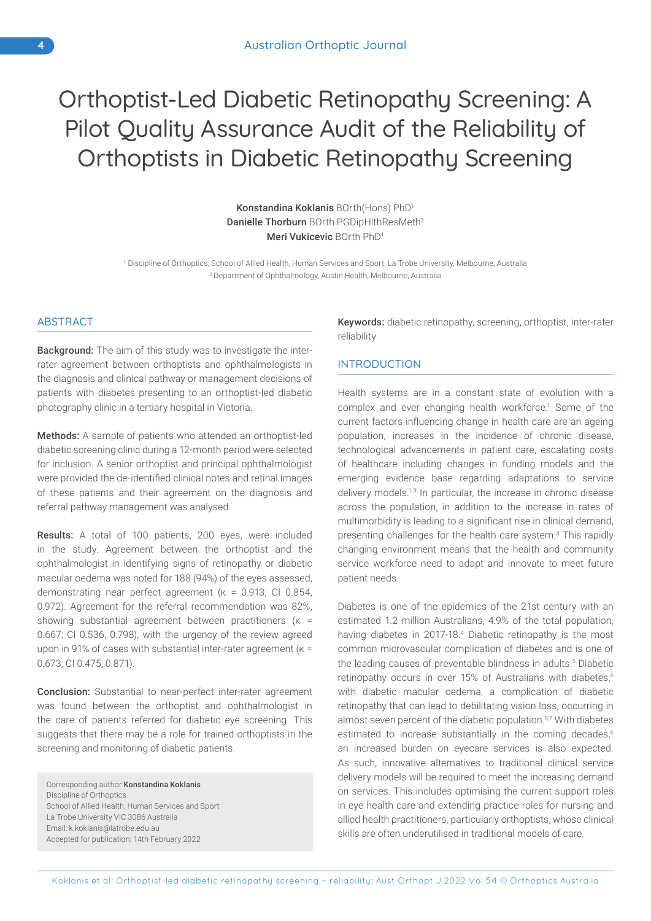# Orthoptist-Led Diabetic Retinopathy Screening: A Pilot Quality Assurance Audit of the Reliability of Orthoptists in Diabetic Retinopathy Screening

**Konstandina Koklanis** BOrth(Hons) PhD[1]
**Danielle Thorburn** BOrth PGDipHlthResMeth[2]
**Meri Vukicevic** BOrth PhD[1]

[1] Discipline of Orthoptics, School of Allied Health, Human Services and Sport, La Trobe University, Melbourne, Australia
[2] Department of Ophthalmology, Austin Health, Melbourne, Australia

## ABSTRACT

**Background:** The aim of this study was to investigate the inter-rater agreement between orthoptists and ophthalmologists in the diagnosis and clinical pathway or management decisions of patients with diabetes presenting to an orthoptist-led diabetic photography clinic in a tertiary hospital in Victoria.

**Methods:** A sample of patients who attended an orthoptist-led diabetic screening clinic during a 12-month period were selected for inclusion. A senior orthoptist and principal ophthalmologist were provided the de-identified clinical notes and retinal images of these patients and their agreement on the diagnosis and referral pathway management was analysed.

**Results:** A total of 100 patients, 200 eyes, were included in the study. Agreement between the orthoptist and the ophthalmologist in identifying signs of retinopathy or diabetic macular oedema was noted for 188 (94%) of the eyes assessed, demonstrating near perfect agreement (κ = 0.913; CI 0.854, 0.972). Agreement for the referral recommendation was 82%, showing substantial agreement between practitioners (κ = 0.667; CI 0.536, 0.798), with the urgency of the review agreed upon in 91% of cases with substantial inter-rater agreement (κ = 0.673; CI 0.475, 0.871).

**Conclusion:** Substantial to near-perfect inter-rater agreement was found between the orthoptist and ophthalmologist in the care of patients referred for diabetic eye screening. This suggests that there may be a role for trained orthoptists in the screening and monitoring of diabetic patients.

Corresponding author: **Konstandina Koklanis**
Discipline of Orthoptics
School of Allied Health, Human Services and Sport
La Trobe University VIC 3086 Australia
Email: k.koklanis@latrobe.edu.au
Accepted for publication: 14th February 2022

**Keywords:** diabetic retinopathy, screening, orthoptist, inter-rater reliability

## INTRODUCTION

Health systems are in a constant state of evolution with a complex and ever changing health workforce.[1] Some of the current factors influencing change in health care are an ageing population, increases in the incidence of chronic disease, technological advancements in patient care, escalating costs of healthcare including changes in funding models and the emerging evidence base regarding adaptations to service delivery models.[1-3] In particular, the increase in chronic disease across the population, in addition to the increase in rates of multimorbidity is leading to a significant rise in clinical demand, presenting challenges for the health care system.[3] This rapidly changing environment means that the health and community service workforce need to adapt and innovate to meet future patient needs.

Diabetes is one of the epidemics of the 21st century with an estimated 1.2 million Australians, 4.9% of the total population, having diabetes in 2017-18.[4] Diabetic retinopathy is the most common microvascular complication of diabetes and is one of the leading causes of preventable blindness in adults.[5] Diabetic retinopathy occurs in over 15% of Australians with diabetes,[6] with diabetic macular oedema, a complication of diabetic retinopathy that can lead to debilitating vision loss, occurring in almost seven percent of the diabetic population.[5,7] With diabetes estimated to increase substantially in the coming decades,[6] an increased burden on eyecare services is also expected. As such, innovative alternatives to traditional clinical service delivery models will be required to meet the increasing demand on services. This includes optimising the current support roles in eye health care and extending practice roles for nursing and allied health practitioners, particularly orthoptists, whose clinical skills are often underutilised in traditional models of care.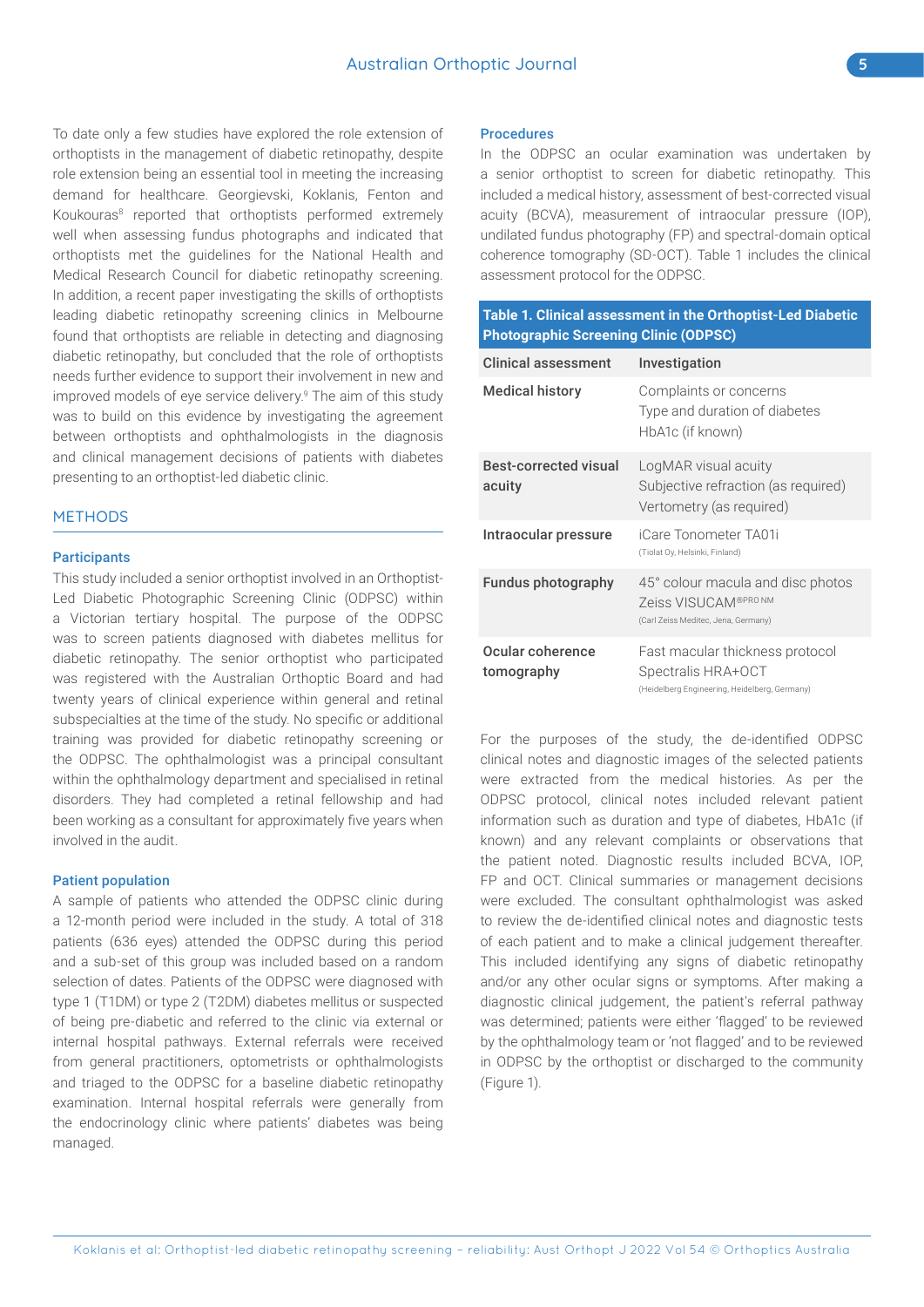To date only a few studies have explored the role extension of orthoptists in the management of diabetic retinopathy, despite role extension being an essential tool in meeting the increasing demand for healthcare. Georgievski, Koklanis, Fenton and Koukouras[8] reported that orthoptists performed extremely well when assessing fundus photographs and indicated that orthoptists met the guidelines for the National Health and Medical Research Council for diabetic retinopathy screening. In addition, a recent paper investigating the skills of orthoptists leading diabetic retinopathy screening clinics in Melbourne found that orthoptists are reliable in detecting and diagnosing diabetic retinopathy, but concluded that the role of orthoptists needs further evidence to support their involvement in new and improved models of eye service delivery.[9] The aim of this study was to build on this evidence by investigating the agreement between orthoptists and ophthalmologists in the diagnosis and clinical management decisions of patients with diabetes presenting to an orthoptist-led diabetic clinic.

## METHODS

### Participants

This study included a senior orthoptist involved in an Orthoptist-Led Diabetic Photographic Screening Clinic (ODPSC) within a Victorian tertiary hospital. The purpose of the ODPSC was to screen patients diagnosed with diabetes mellitus for diabetic retinopathy. The senior orthoptist who participated was registered with the Australian Orthoptic Board and had twenty years of clinical experience within general and retinal subspecialties at the time of the study. No specific or additional training was provided for diabetic retinopathy screening or the ODPSC. The ophthalmologist was a principal consultant within the ophthalmology department and specialised in retinal disorders. They had completed a retinal fellowship and had been working as a consultant for approximately five years when involved in the audit.

### Patient population

A sample of patients who attended the ODPSC clinic during a 12-month period were included in the study. A total of 318 patients (636 eyes) attended the ODPSC during this period and a sub-set of this group was included based on a random selection of dates. Patients of the ODPSC were diagnosed with type 1 (T1DM) or type 2 (T2DM) diabetes mellitus or suspected of being pre-diabetic and referred to the clinic via external or internal hospital pathways. External referrals were received from general practitioners, optometrists or ophthalmologists and triaged to the ODPSC for a baseline diabetic retinopathy examination. Internal hospital referrals were generally from the endocrinology clinic where patients' diabetes was being managed.

### Procedures

In the ODPSC an ocular examination was undertaken by a senior orthoptist to screen for diabetic retinopathy. This included a medical history, assessment of best-corrected visual acuity (BCVA), measurement of intraocular pressure (IOP), undilated fundus photography (FP) and spectral-domain optical coherence tomography (SD-OCT). Table 1 includes the clinical assessment protocol for the ODPSC.

**Table 1. Clinical assessment in the Orthoptist-Led Diabetic Photographic Screening Clinic (ODPSC)**

| Clinical assessment | Investigation |
|---|---|
| **Medical history** | Complaints or concerns<br>Type and duration of diabetes<br>HbA1c (if known) |
| **Best-corrected visual acuity** | LogMAR visual acuity<br>Subjective refraction (as required)<br>Vertometry (as required) |
| **Intraocular pressure** | iCare Tonometer TA01i<br>(Tiolat Oy, Helsinki, Finland) |
| **Fundus photography** | 45° colour macula and disc photos<br>Zeiss VISUCAM®PRO NM<br>(Carl Zeiss Meditec, Jena, Germany) |
| **Ocular coherence tomography** | Fast macular thickness protocol<br>Spectralis HRA+OCT<br>(Heidelberg Engineering, Heidelberg, Germany) |

For the purposes of the study, the de-identified ODPSC clinical notes and diagnostic images of the selected patients were extracted from the medical histories. As per the ODPSC protocol, clinical notes included relevant patient information such as duration and type of diabetes, HbA1c (if known) and any relevant complaints or observations that the patient noted. Diagnostic results included BCVA, IOP, FP and OCT. Clinical summaries or management decisions were excluded. The consultant ophthalmologist was asked to review the de-identified clinical notes and diagnostic tests of each patient and to make a clinical judgement thereafter. This included identifying any signs of diabetic retinopathy and/or any other ocular signs or symptoms. After making a diagnostic clinical judgement, the patient's referral pathway was determined; patients were either 'flagged' to be reviewed by the ophthalmology team or 'not flagged' and to be reviewed in ODPSC by the orthoptist or discharged to the community (Figure 1).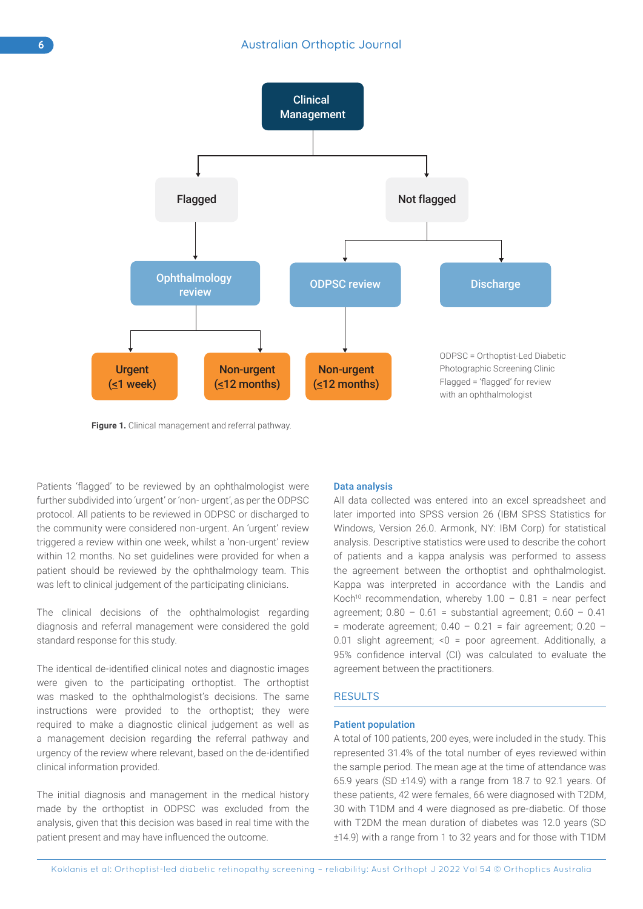Figure 1. Clinical management and referral pathway.

Patients 'flagged' to be reviewed by an ophthalmologist were further subdivided into 'urgent' or 'non- urgent', as per the ODPSC protocol. All patients to be reviewed in ODPSC or discharged to the community were considered non-urgent. An 'urgent' review triggered a review within one week, whilst a 'non-urgent' review within 12 months. No set guidelines were provided for when a patient should be reviewed by the ophthalmology team. This was left to clinical judgement of the participating clinicians.

The clinical decisions of the ophthalmologist regarding diagnosis and referral management were considered the gold standard response for this study.

The identical de-identified clinical notes and diagnostic images were given to the participating orthoptist. The orthoptist was masked to the ophthalmologist's decisions. The same instructions were provided to the orthoptist; they were required to make a diagnostic clinical judgement as well as a management decision regarding the referral pathway and urgency of the review where relevant, based on the de-identified clinical information provided.

The initial diagnosis and management in the medical history made by the orthoptist in ODPSC was excluded from the analysis, given that this decision was based in real time with the patient present and may have influenced the outcome.

### Data analysis

All data collected was entered into an excel spreadsheet and later imported into SPSS version 26 (IBM SPSS Statistics for Windows, Version 26.0. Armonk, NY: IBM Corp) for statistical analysis. Descriptive statistics were used to describe the cohort of patients and a kappa analysis was performed to assess the agreement between the orthoptist and ophthalmologist. Kappa was interpreted in accordance with the Landis and Koch[10] recommendation, whereby 1.00 – 0.81 = near perfect agreement; 0.80 – 0.61 = substantial agreement; 0.60 – 0.41 = moderate agreement; 0.40 – 0.21 = fair agreement; 0.20 – 0.01 slight agreement; <0 = poor agreement. Additionally, a 95% confidence interval (CI) was calculated to evaluate the agreement between the practitioners.

## RESULTS

### Patient population

A total of 100 patients, 200 eyes, were included in the study. This represented 31.4% of the total number of eyes reviewed within the sample period. The mean age at the time of attendance was 65.9 years (SD ±14.9) with a range from 18.7 to 92.1 years. Of these patients, 42 were females, 66 were diagnosed with T2DM, 30 with T1DM and 4 were diagnosed as pre-diabetic. Of those with T2DM the mean duration of diabetes was 12.0 years (SD ±14.9) with a range from 1 to 32 years and for those with T1DM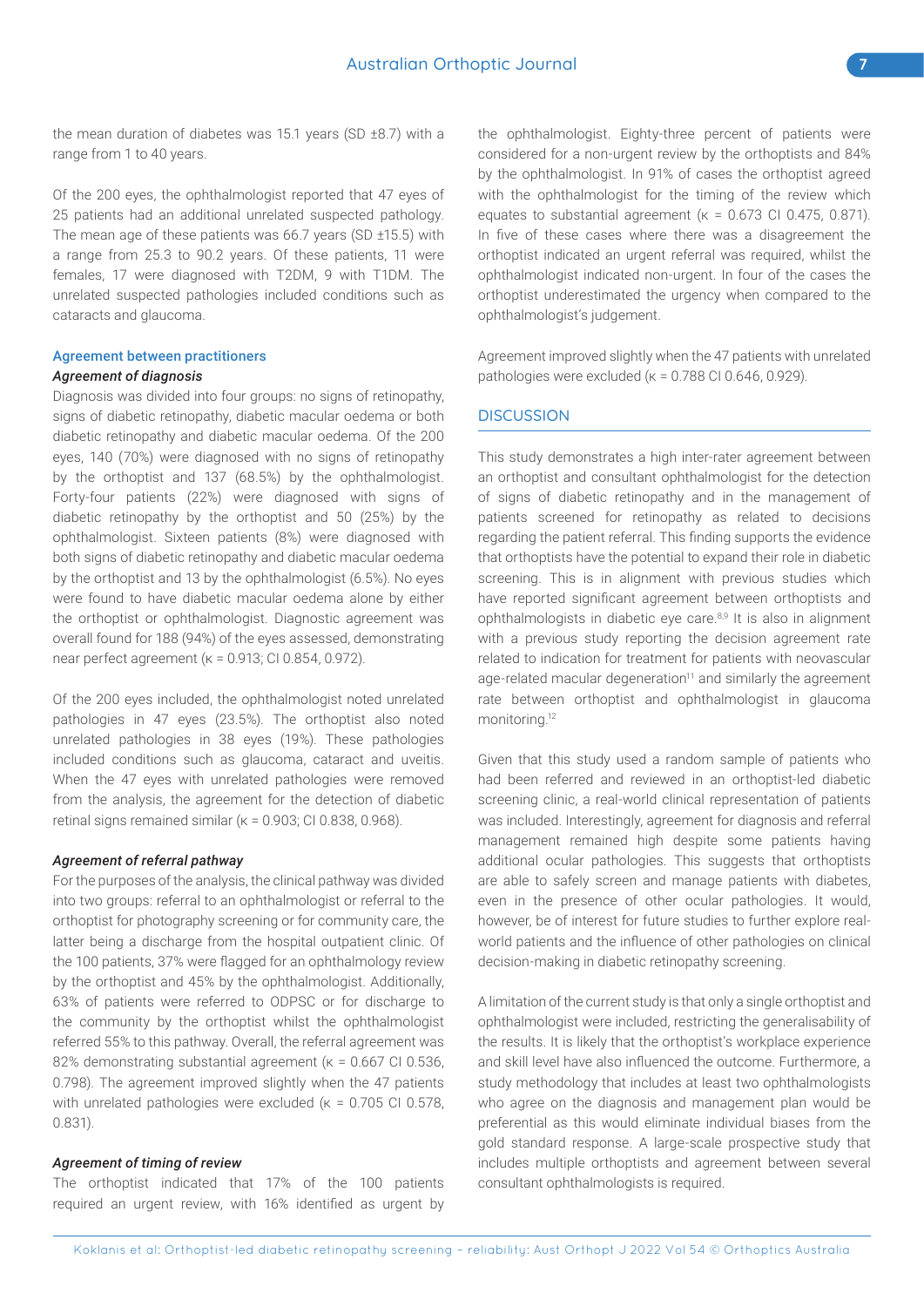the mean duration of diabetes was 15.1 years (SD ±8.7) with a range from 1 to 40 years.

Of the 200 eyes, the ophthalmologist reported that 47 eyes of 25 patients had an additional unrelated suspected pathology. The mean age of these patients was 66.7 years (SD ±15.5) with a range from 25.3 to 90.2 years. Of these patients, 11 were females, 17 were diagnosed with T2DM, 9 with T1DM. The unrelated suspected pathologies included conditions such as cataracts and glaucoma.

### Agreement between practitioners

#### *Agreement of diagnosis*

Diagnosis was divided into four groups: no signs of retinopathy, signs of diabetic retinopathy, diabetic macular oedema or both diabetic retinopathy and diabetic macular oedema. Of the 200 eyes, 140 (70%) were diagnosed with no signs of retinopathy by the orthoptist and 137 (68.5%) by the ophthalmologist. Forty-four patients (22%) were diagnosed with signs of diabetic retinopathy by the orthoptist and 50 (25%) by the ophthalmologist. Sixteen patients (8%) were diagnosed with both signs of diabetic retinopathy and diabetic macular oedema by the orthoptist and 13 by the ophthalmologist (6.5%). No eyes were found to have diabetic macular oedema alone by either the orthoptist or ophthalmologist. Diagnostic agreement was overall found for 188 (94%) of the eyes assessed, demonstrating near perfect agreement (κ = 0.913; CI 0.854, 0.972).

Of the 200 eyes included, the ophthalmologist noted unrelated pathologies in 47 eyes (23.5%). The orthoptist also noted unrelated pathologies in 38 eyes (19%). These pathologies included conditions such as glaucoma, cataract and uveitis. When the 47 eyes with unrelated pathologies were removed from the analysis, the agreement for the detection of diabetic retinal signs remained similar (κ = 0.903; CI 0.838, 0.968).

#### *Agreement of referral pathway*

For the purposes of the analysis, the clinical pathway was divided into two groups: referral to an ophthalmologist or referral to the orthoptist for photography screening or for community care, the latter being a discharge from the hospital outpatient clinic. Of the 100 patients, 37% were flagged for an ophthalmology review by the orthoptist and 45% by the ophthalmologist. Additionally, 63% of patients were referred to ODPSC or for discharge to the community by the orthoptist whilst the ophthalmologist referred 55% to this pathway. Overall, the referral agreement was 82% demonstrating substantial agreement (κ = 0.667 CI 0.536, 0.798). The agreement improved slightly when the 47 patients with unrelated pathologies were excluded (κ = 0.705 CI 0.578, 0.831).

#### *Agreement of timing of review*

The orthoptist indicated that 17% of the 100 patients required an urgent review, with 16% identified as urgent by the ophthalmologist. Eighty-three percent of patients were considered for a non-urgent review by the orthoptists and 84% by the ophthalmologist. In 91% of cases the orthoptist agreed with the ophthalmologist for the timing of the review which equates to substantial agreement (κ = 0.673 CI 0.475, 0.871). In five of these cases where there was a disagreement the orthoptist indicated an urgent referral was required, whilst the ophthalmologist indicated non-urgent. In four of the cases the orthoptist underestimated the urgency when compared to the ophthalmologist's judgement.

Agreement improved slightly when the 47 patients with unrelated pathologies were excluded (κ = 0.788 CI 0.646, 0.929).

## DISCUSSION

This study demonstrates a high inter-rater agreement between an orthoptist and consultant ophthalmologist for the detection of signs of diabetic retinopathy and in the management of patients screened for retinopathy as related to decisions regarding the patient referral. This finding supports the evidence that orthoptists have the potential to expand their role in diabetic screening. This is in alignment with previous studies which have reported significant agreement between orthoptists and ophthalmologists in diabetic eye care.[8,9] It is also in alignment with a previous study reporting the decision agreement rate related to indication for treatment for patients with neovascular age-related macular degeneration[11] and similarly the agreement rate between orthoptist and ophthalmologist in glaucoma monitoring.[12]

Given that this study used a random sample of patients who had been referred and reviewed in an orthoptist-led diabetic screening clinic, a real-world clinical representation of patients was included. Interestingly, agreement for diagnosis and referral management remained high despite some patients having additional ocular pathologies. This suggests that orthoptists are able to safely screen and manage patients with diabetes, even in the presence of other ocular pathologies. It would, however, be of interest for future studies to further explore real-world patients and the influence of other pathologies on clinical decision-making in diabetic retinopathy screening.

A limitation of the current study is that only a single orthoptist and ophthalmologist were included, restricting the generalisability of the results. It is likely that the orthoptist's workplace experience and skill level have also influenced the outcome. Furthermore, a study methodology that includes at least two ophthalmologists who agree on the diagnosis and management plan would be preferential as this would eliminate individual biases from the gold standard response. A large-scale prospective study that includes multiple orthoptists and agreement between several consultant ophthalmologists is required.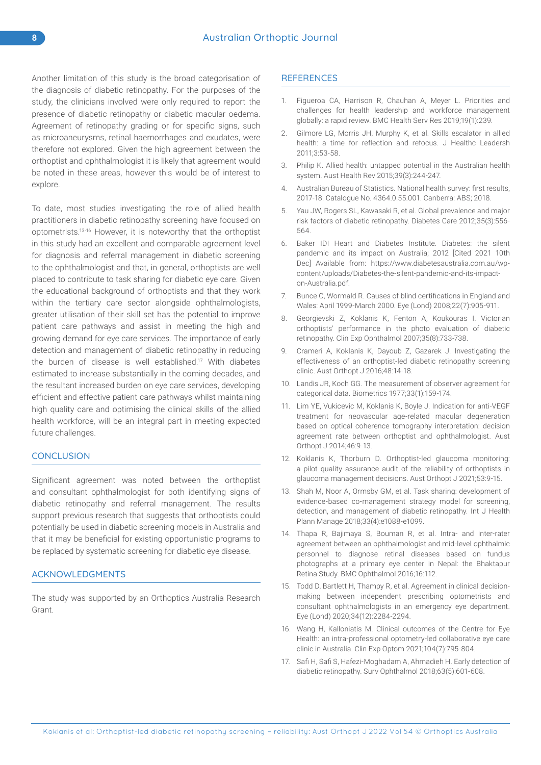Another limitation of this study is the broad categorisation of the diagnosis of diabetic retinopathy. For the purposes of the study, the clinicians involved were only required to report the presence of diabetic retinopathy or diabetic macular oedema. Agreement of retinopathy grading or for specific signs, such as microaneurysms, retinal haemorrhages and exudates, were therefore not explored. Given the high agreement between the orthoptist and ophthalmologist it is likely that agreement would be noted in these areas, however this would be of interest to explore.

To date, most studies investigating the role of allied health practitioners in diabetic retinopathy screening have focused on optometrists.[13-16] However, it is noteworthy that the orthoptist in this study had an excellent and comparable agreement level for diagnosis and referral management in diabetic screening to the ophthalmologist and that, in general, orthoptists are well placed to contribute to task sharing for diabetic eye care. Given the educational background of orthoptists and that they work within the tertiary care sector alongside ophthalmologists, greater utilisation of their skill set has the potential to improve patient care pathways and assist in meeting the high and growing demand for eye care services. The importance of early detection and management of diabetic retinopathy in reducing the burden of disease is well established.[17] With diabetes estimated to increase substantially in the coming decades, and the resultant increased burden on eye care services, developing efficient and effective patient care pathways whilst maintaining high quality care and optimising the clinical skills of the allied health workforce, will be an integral part in meeting expected future challenges.

## CONCLUSION

Significant agreement was noted between the orthoptist and consultant ophthalmologist for both identifying signs of diabetic retinopathy and referral management. The results support previous research that suggests that orthoptists could potentially be used in diabetic screening models in Australia and that it may be beneficial for existing opportunistic programs to be replaced by systematic screening for diabetic eye disease.

## ACKNOWLEDGMENTS

The study was supported by an Orthoptics Australia Research Grant.

## REFERENCES

1. Figueroa CA, Harrison R, Chauhan A, Meyer L. Priorities and challenges for health leadership and workforce management globally: a rapid review. BMC Health Serv Res 2019;19(1):239.
2. Gilmore LG, Morris JH, Murphy K, et al. Skills escalator in allied health: a time for reflection and refocus. J Healthc Leadersh 2011;3:53-58.
3. Philip K. Allied health: untapped potential in the Australian health system. Aust Health Rev 2015;39(3):244-247.
4. Australian Bureau of Statistics. National health survey: first results, 2017-18. Catalogue No. 4364.0.55.001. Canberra: ABS; 2018.
5. Yau JW, Rogers SL, Kawasaki R, et al. Global prevalence and major risk factors of diabetic retinopathy. Diabetes Care 2012;35(3):556-564.
6. Baker IDI Heart and Diabetes Institute. Diabetes: the silent pandemic and its impact on Australia; 2012 [Cited 2021 10th Dec] Available from: https://www.diabetesaustralia.com.au/wp-content/uploads/Diabetes-the-silent-pandemic-and-its-impact-on-Australia.pdf.
7. Bunce C, Wormald R. Causes of blind certifications in England and Wales: April 1999-March 2000. Eye (Lond) 2008;22(7):905-911.
8. Georgievski Z, Koklanis K, Fenton A, Koukouras I. Victorian orthoptists' performance in the photo evaluation of diabetic retinopathy. Clin Exp Ophthalmol 2007;35(8):733-738.
9. Crameri A, Koklanis K, Dayoub Z, Gazarek J. Investigating the effectiveness of an orthoptist-led diabetic retinopathy screening clinic. Aust Orthopt J 2016;48:14-18.
10. Landis JR, Koch GG. The measurement of observer agreement for categorical data. Biometrics 1977;33(1):159-174.
11. Lim YE, Vukicevic M, Koklanis K, Boyle J. Indication for anti-VEGF treatment for neovascular age-related macular degeneration based on optical coherence tomography interpretation: decision agreement rate between orthoptist and ophthalmologist. Aust Orthopt J 2014;46:9-13.
12. Koklanis K, Thorburn D. Orthoptist-led glaucoma monitoring: a pilot quality assurance audit of the reliability of orthoptists in glaucoma management decisions. Aust Orthopt J 2021;53:9-15.
13. Shah M, Noor A, Ormsby GM, et al. Task sharing: development of evidence-based co-management strategy model for screening, detection, and management of diabetic retinopathy. Int J Health Plann Manage 2018;33(4):e1088-e1099.
14. Thapa R, Bajimaya S, Bouman R, et al. Intra- and inter-rater agreement between an ophthalmologist and mid-level ophthalmic personnel to diagnose retinal diseases based on fundus photographs at a primary eye center in Nepal: the Bhaktapur Retina Study. BMC Ophthalmol 2016;16:112.
15. Todd D, Bartlett H, Thampy R, et al. Agreement in clinical decision-making between independent prescribing optometrists and consultant ophthalmologists in an emergency eye department. Eye (Lond) 2020;34(12):2284-2294.
16. Wang H, Kalloniatis M. Clinical outcomes of the Centre for Eye Health: an intra-professional optometry-led collaborative eye care clinic in Australia. Clin Exp Optom 2021;104(7):795-804.
17. Safi H, Safi S, Hafezi-Moghadam A, Ahmadieh H. Early detection of diabetic retinopathy. Surv Ophthalmol 2018;63(5):601-608.